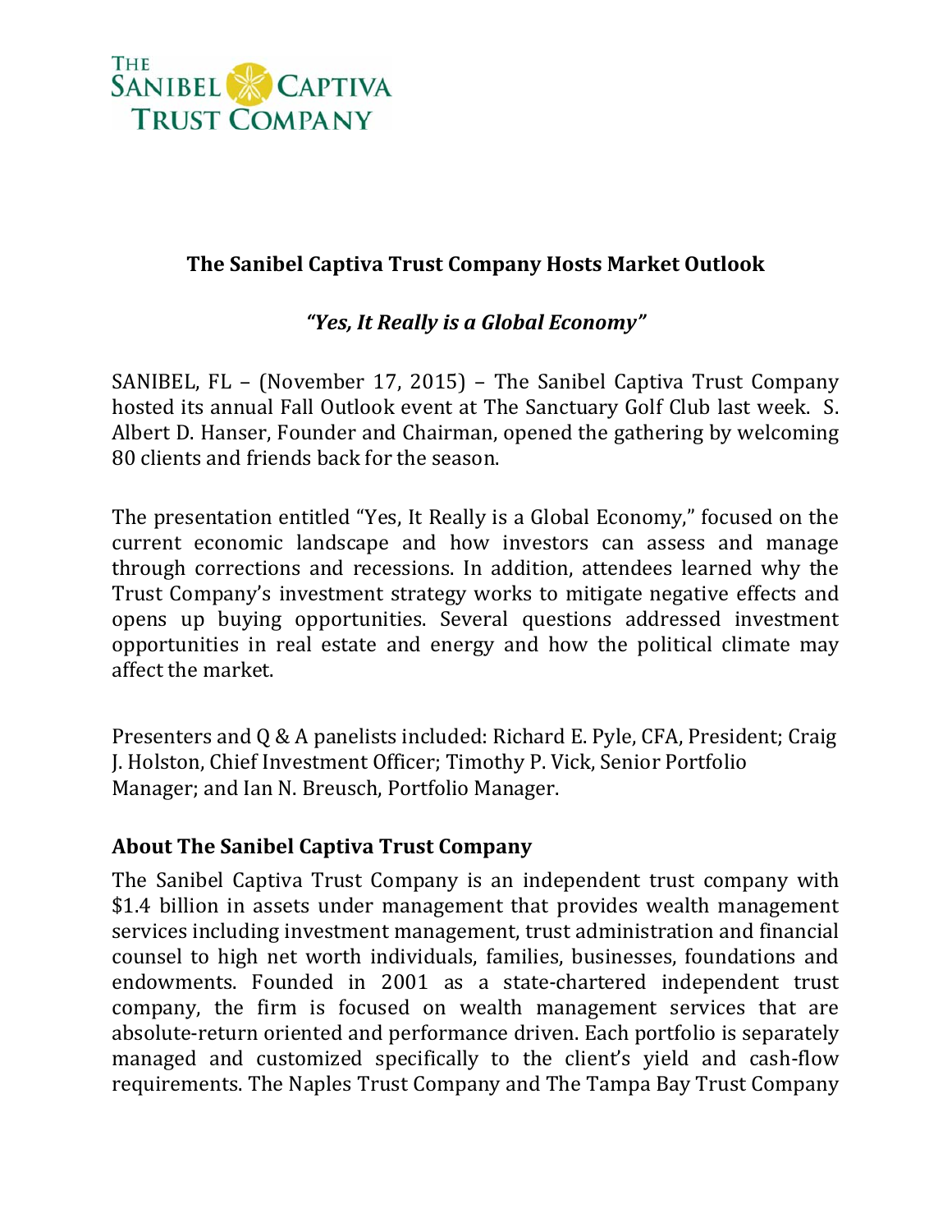The Sanibel Captiva Trust Company

## The Sanibel Captiva Trust Company Hosts Market Outlook

### *"Yes, It Really is a Global Economy"*

SANIBEL, FL – (November 17, 2015) – The Sanibel Captiva Trust Company hosted its annual Fall Outlook event at The Sanctuary Golf Club last week. S. Albert D. Hanser, Founder and Chairman, opened the gathering by welcoming 80 clients and friends back for the season.

The presentation entitled "Yes, It Really is a Global Economy," focused on the current economic landscape and how investors can assess and manage through corrections and recessions. In addition, attendees learned why the Trust Company's investment strategy works to mitigate negative effects and opens up buying opportunities. Several questions addressed investment opportunities in real estate and energy and how the political climate may affect the market.

Presenters and Q & A panelists included: Richard E. Pyle, CFA, President; Craig J. Holston, Chief Investment Officer; Timothy P. Vick, Senior Portfolio Manager; and Ian N. Breusch, Portfolio Manager.

### About The Sanibel Captiva Trust Company

The Sanibel Captiva Trust Company is an independent trust company with $1.4 billion in assets under management that provides wealth management services including investment management, trust administration and financial counsel to high net worth individuals, families, businesses, foundations and endowments. Founded in 2001 as a state-chartered independent trust company, the firm is focused on wealth management services that are absolute-return oriented and performance driven. Each portfolio is separately managed and customized specifically to the client's yield and cash-flow requirements. The Naples Trust Company and The Tampa Bay Trust Company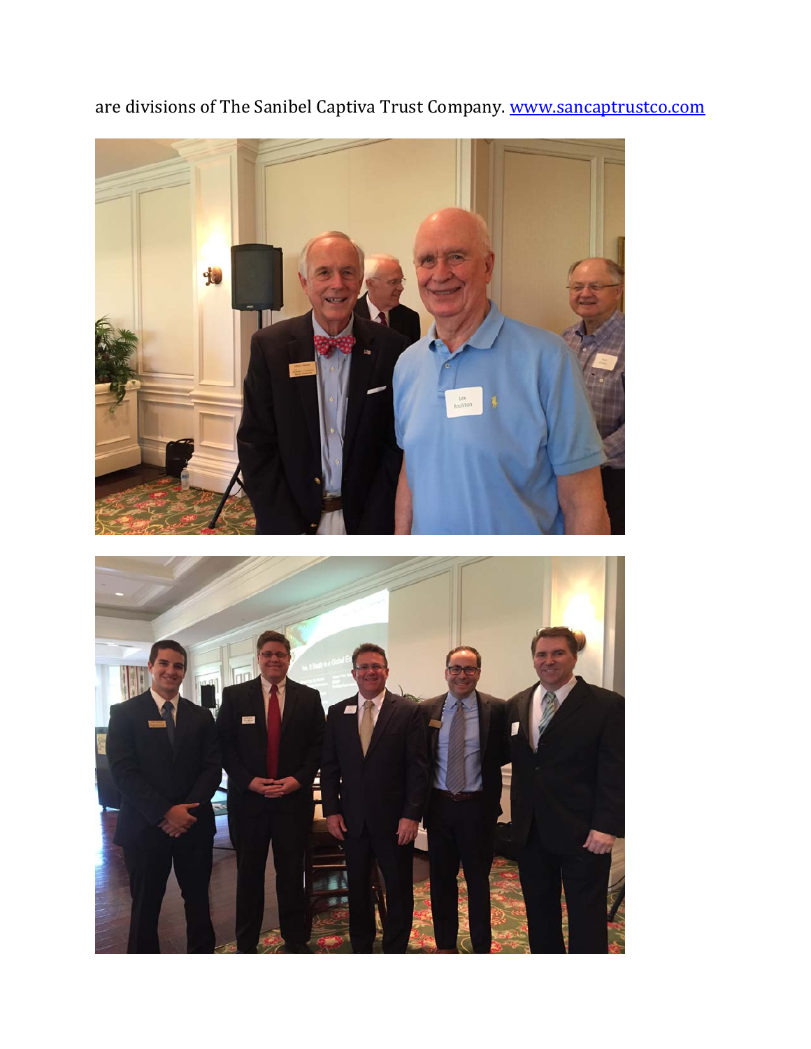are divisions of The Sanibel Captiva Trust Company. [www.sancaptrustco.com](http://www.sancaptrustco.com)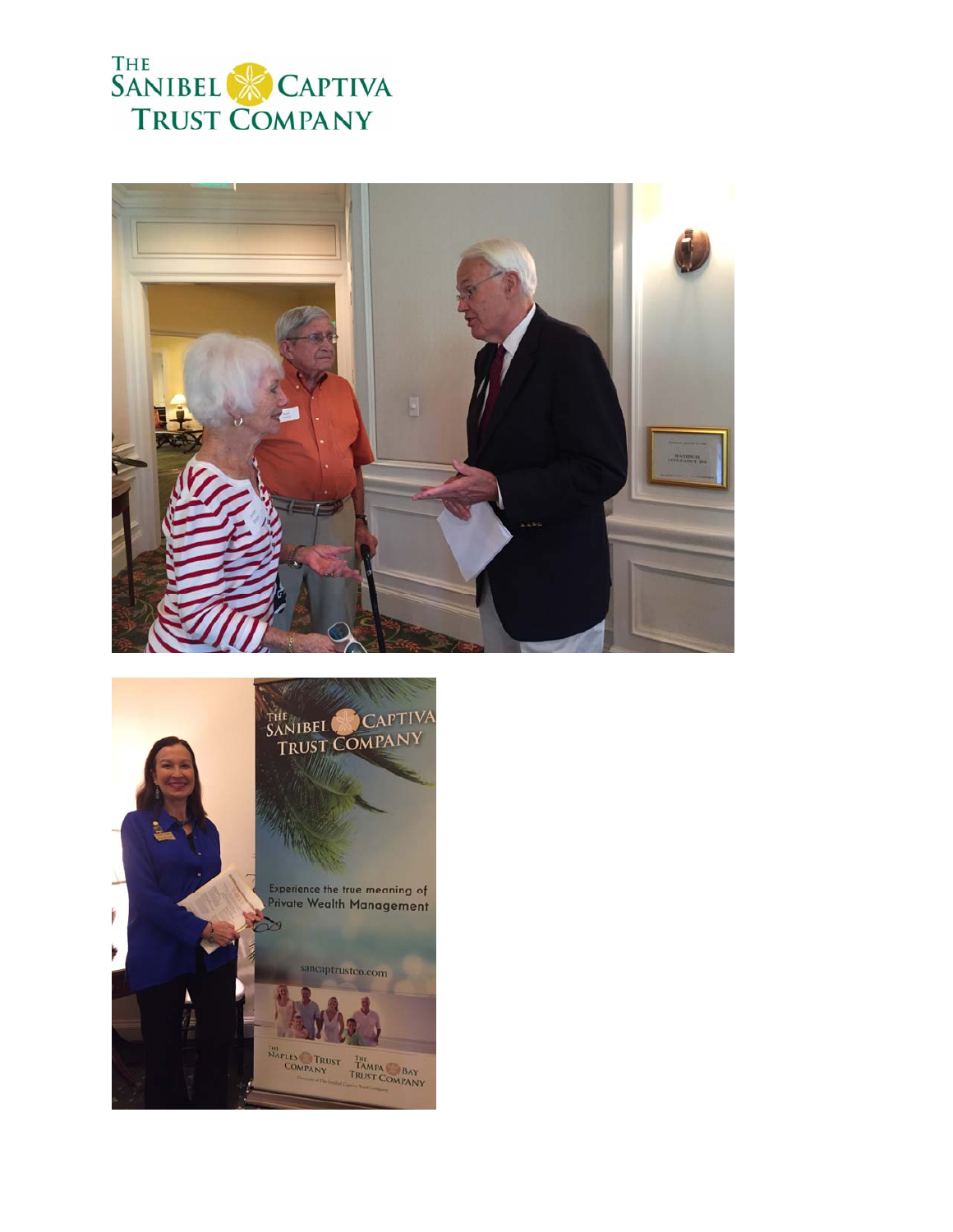The Sanibel Captiva Trust Company